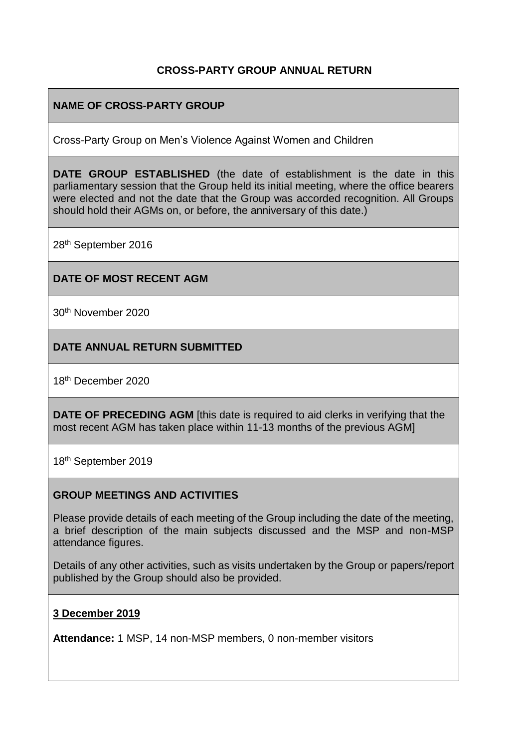# CROSS-PARTY GROUP ANNUAL RETURN

## NAME OF CROSS-PARTY GROUP

Cross-Party Group on Men's Violence Against Women and Children

**DATE GROUP ESTABLISHED** (the date of establishment is the date in this parliamentary session that the Group held its initial meeting, where the office bearers were elected and not the date that the Group was accorded recognition. All Groups should hold their AGMs on, or before, the anniversary of this date.)

28th September 2016

## DATE OF MOST RECENT AGM

30th November 2020

## DATE ANNUAL RETURN SUBMITTED

18th December 2020

**DATE OF PRECEDING AGM** [this date is required to aid clerks in verifying that the most recent AGM has taken place within 11-13 months of the previous AGM]

18th September 2019

## GROUP MEETINGS AND ACTIVITIES

Please provide details of each meeting of the Group including the date of the meeting, a brief description of the main subjects discussed and the MSP and non-MSP attendance figures.

Details of any other activities, such as visits undertaken by the Group or papers/report published by the Group should also be provided.

**3 December 2019**

**Attendance:** 1 MSP, 14 non-MSP members, 0 non-member visitors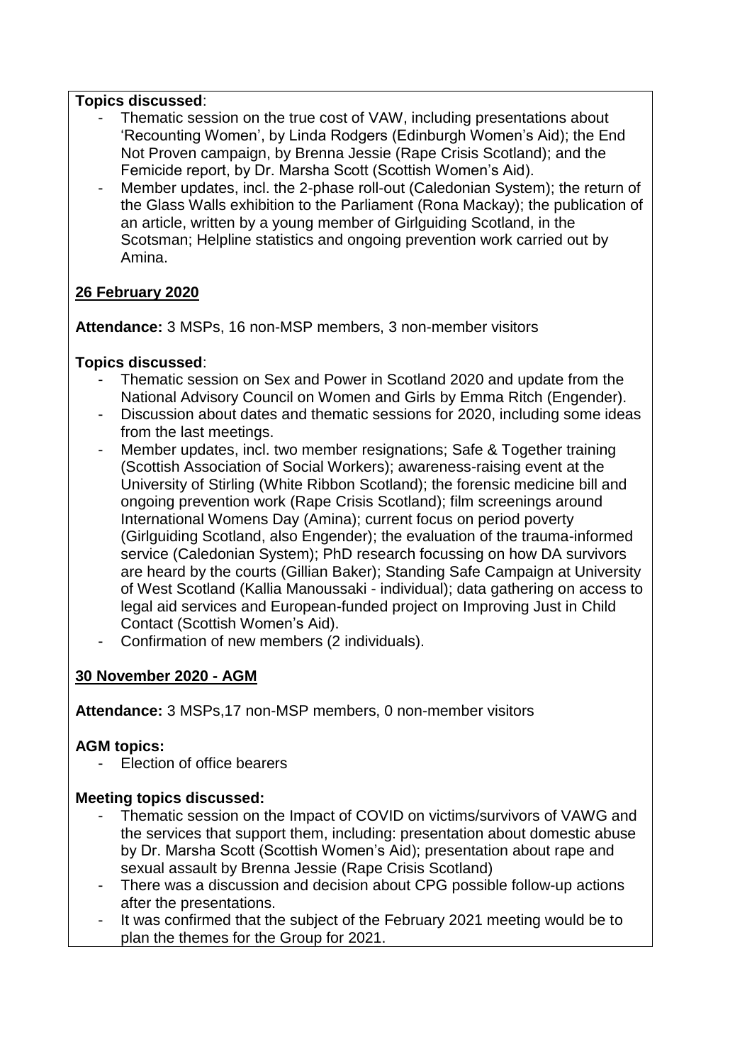**Topics discussed**:

- Thematic session on the true cost of VAW, including presentations about 'Recounting Women', by Linda Rodgers (Edinburgh Women's Aid); the End Not Proven campaign, by Brenna Jessie (Rape Crisis Scotland); and the Femicide report, by Dr. Marsha Scott (Scottish Women's Aid).
- Member updates, incl. the 2-phase roll-out (Caledonian System); the return of the Glass Walls exhibition to the Parliament (Rona Mackay); the publication of an article, written by a young member of Girlguiding Scotland, in the Scotsman; Helpline statistics and ongoing prevention work carried out by Amina.

**26 February 2020**

**Attendance:** 3 MSPs, 16 non-MSP members, 3 non-member visitors

**Topics discussed**:

- Thematic session on Sex and Power in Scotland 2020 and update from the National Advisory Council on Women and Girls by Emma Ritch (Engender).
- Discussion about dates and thematic sessions for 2020, including some ideas from the last meetings.
- Member updates, incl. two member resignations; Safe & Together training (Scottish Association of Social Workers); awareness-raising event at the University of Stirling (White Ribbon Scotland); the forensic medicine bill and ongoing prevention work (Rape Crisis Scotland); film screenings around International Womens Day (Amina); current focus on period poverty (Girlguiding Scotland, also Engender); the evaluation of the trauma-informed service (Caledonian System); PhD research focussing on how DA survivors are heard by the courts (Gillian Baker); Standing Safe Campaign at University of West Scotland (Kallia Manoussaki - individual); data gathering on access to legal aid services and European-funded project on Improving Just in Child Contact (Scottish Women's Aid).
- Confirmation of new members (2 individuals).

**30 November 2020 - AGM**

**Attendance:** 3 MSPs,17 non-MSP members, 0 non-member visitors

**AGM topics:**

- Election of office bearers

**Meeting topics discussed:**

- Thematic session on the Impact of COVID on victims/survivors of VAWG and the services that support them, including: presentation about domestic abuse by Dr. Marsha Scott (Scottish Women's Aid); presentation about rape and sexual assault by Brenna Jessie (Rape Crisis Scotland)
- There was a discussion and decision about CPG possible follow-up actions after the presentations.
- It was confirmed that the subject of the February 2021 meeting would be to plan the themes for the Group for 2021.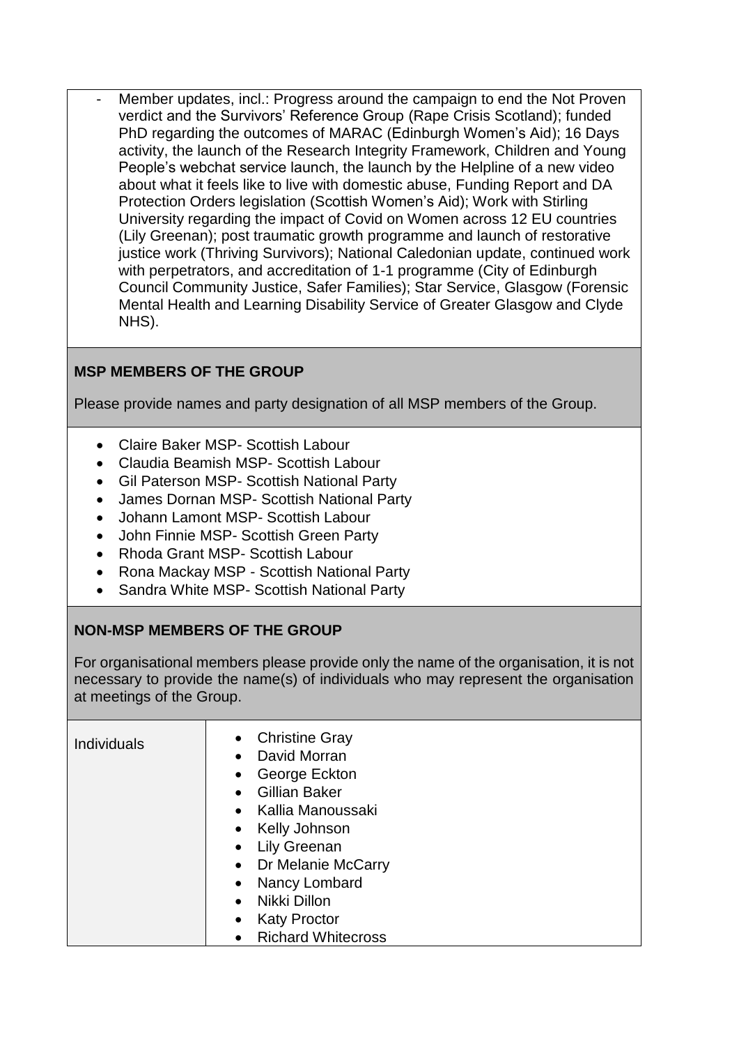- Member updates, incl.: Progress around the campaign to end the Not Proven verdict and the Survivors' Reference Group (Rape Crisis Scotland); funded PhD regarding the outcomes of MARAC (Edinburgh Women's Aid); 16 Days activity, the launch of the Research Integrity Framework, Children and Young People's webchat service launch, the launch by the Helpline of a new video about what it feels like to live with domestic abuse, Funding Report and DA Protection Orders legislation (Scottish Women's Aid); Work with Stirling University regarding the impact of Covid on Women across 12 EU countries (Lily Greenan); post traumatic growth programme and launch of restorative justice work (Thriving Survivors); National Caledonian update, continued work with perpetrators, and accreditation of 1-1 programme (City of Edinburgh Council Community Justice, Safer Families); Star Service, Glasgow (Forensic Mental Health and Learning Disability Service of Greater Glasgow and Clyde NHS).

**MSP MEMBERS OF THE GROUP**

Please provide names and party designation of all MSP members of the Group.

- Claire Baker MSP- Scottish Labour
- Claudia Beamish MSP- Scottish Labour
- Gil Paterson MSP- Scottish National Party
- James Dornan MSP- Scottish National Party
- Johann Lamont MSP- Scottish Labour
- John Finnie MSP- Scottish Green Party
- Rhoda Grant MSP- Scottish Labour
- Rona Mackay MSP - Scottish National Party
- Sandra White MSP- Scottish National Party

**NON-MSP MEMBERS OF THE GROUP**

For organisational members please provide only the name of the organisation, it is not necessary to provide the name(s) of individuals who may represent the organisation at meetings of the Group.

| Individuals | • Christine Gray<br>• David Morran<br>• George Eckton<br>• Gillian Baker<br>• Kallia Manoussaki<br>• Kelly Johnson<br>• Lily Greenan<br>• Dr Melanie McCarry<br>• Nancy Lombard<br>• Nikki Dillon<br>• Katy Proctor<br>• Richard Whitecross |
|---|---|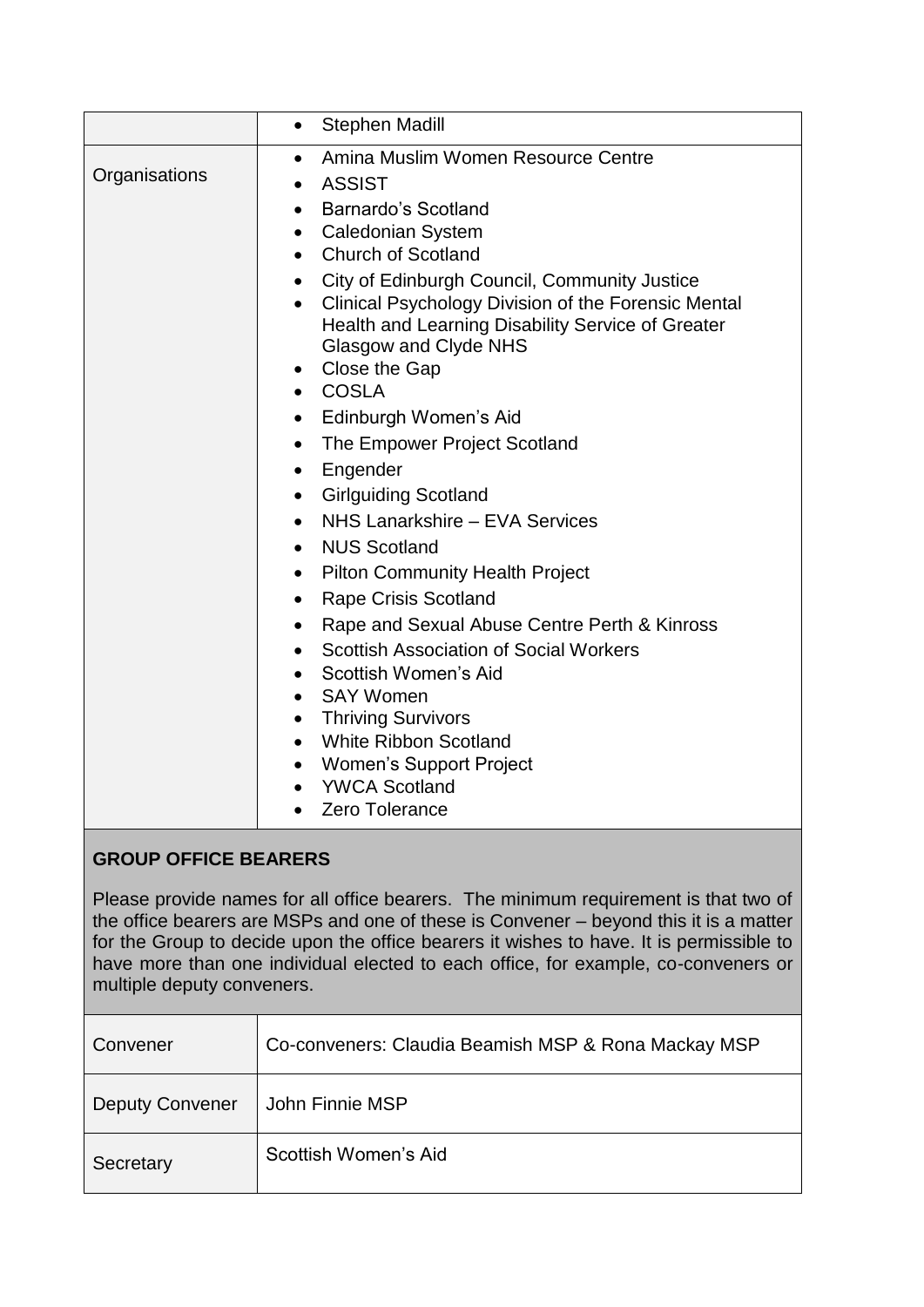| | • Stephen Madill |
|---|---|
| Organisations | • Amina Muslim Women Resource Centre<br>• ASSIST<br>• Barnardo's Scotland<br>• Caledonian System<br>• Church of Scotland<br>• City of Edinburgh Council, Community Justice<br>• Clinical Psychology Division of the Forensic Mental Health and Learning Disability Service of Greater Glasgow and Clyde NHS<br>• Close the Gap<br>• COSLA<br>• Edinburgh Women's Aid<br>• The Empower Project Scotland<br>• Engender<br>• Girlguiding Scotland<br>• NHS Lanarkshire – EVA Services<br>• NUS Scotland<br>• Pilton Community Health Project<br>• Rape Crisis Scotland<br>• Rape and Sexual Abuse Centre Perth & Kinross<br>• Scottish Association of Social Workers<br>• Scottish Women's Aid<br>• SAY Women<br>• Thriving Survivors<br>• White Ribbon Scotland<br>• Women's Support Project<br>• YWCA Scotland<br>• Zero Tolerance |

**GROUP OFFICE BEARERS**

Please provide names for all office bearers. The minimum requirement is that two of the office bearers are MSPs and one of these is Convener – beyond this it is a matter for the Group to decide upon the office bearers it wishes to have. It is permissible to have more than one individual elected to each office, for example, co-conveners or multiple deputy conveners.

| | |
|---|---|
| Convener | Co-conveners: Claudia Beamish MSP & Rona Mackay MSP |
| Deputy Convener | John Finnie MSP |
| Secretary | Scottish Women's Aid |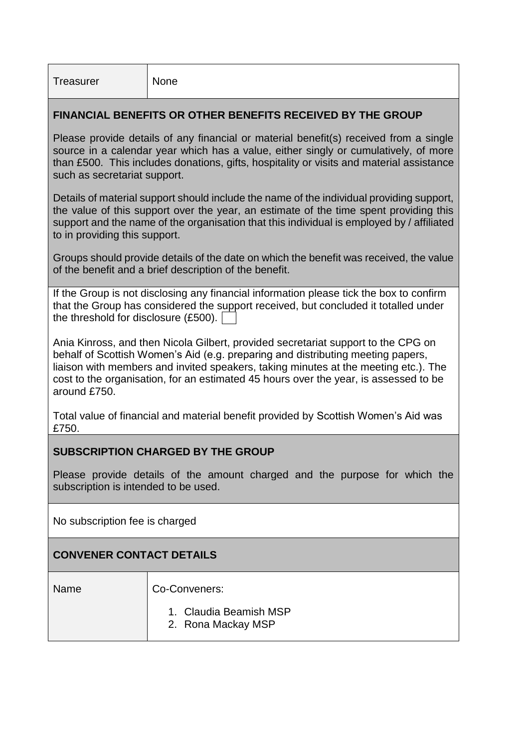| Treasurer | None |
|---|---|

## FINANCIAL BENEFITS OR OTHER BENEFITS RECEIVED BY THE GROUP

Please provide details of any financial or material benefit(s) received from a single source in a calendar year which has a value, either singly or cumulatively, of more than £500. This includes donations, gifts, hospitality or visits and material assistance such as secretariat support.

Details of material support should include the name of the individual providing support, the value of this support over the year, an estimate of the time spent providing this support and the name of the organisation that this individual is employed by / affiliated to in providing this support.

Groups should provide details of the date on which the benefit was received, the value of the benefit and a brief description of the benefit.

If the Group is not disclosing any financial information please tick the box to confirm that the Group has considered the support received, but concluded it totalled under the threshold for disclosure (£500). ☐

Ania Kinross, and then Nicola Gilbert, provided secretariat support to the CPG on behalf of Scottish Women's Aid (e.g. preparing and distributing meeting papers, liaison with members and invited speakers, taking minutes at the meeting etc.). The cost to the organisation, for an estimated 45 hours over the year, is assessed to be around £750.

Total value of financial and material benefit provided by Scottish Women's Aid was £750.

## SUBSCRIPTION CHARGED BY THE GROUP

Please provide details of the amount charged and the purpose for which the subscription is intended to be used.

No subscription fee is charged

## CONVENER CONTACT DETAILS

| Name | Co-Conveners:<br>1. Claudia Beamish MSP<br>2. Rona Mackay MSP |
|---|---|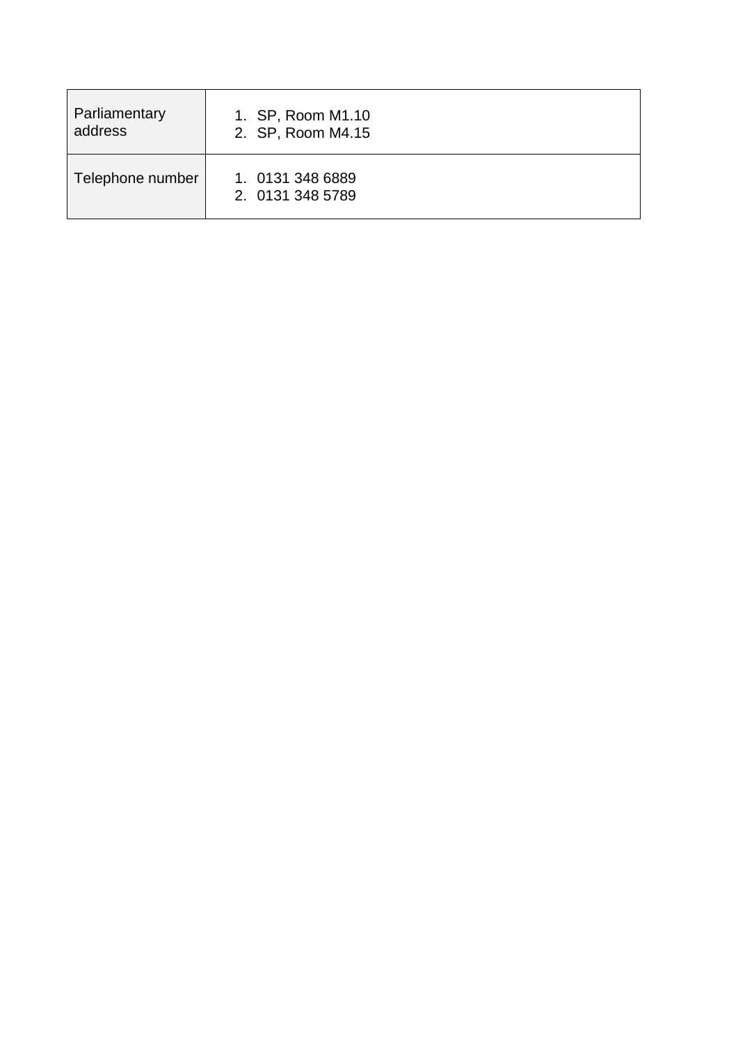| | |
|---|---|
| Parliamentary address | 1. SP, Room M1.10<br>2. SP, Room M4.15 |
| Telephone number | 1. 0131 348 6889<br>2. 0131 348 5789 |